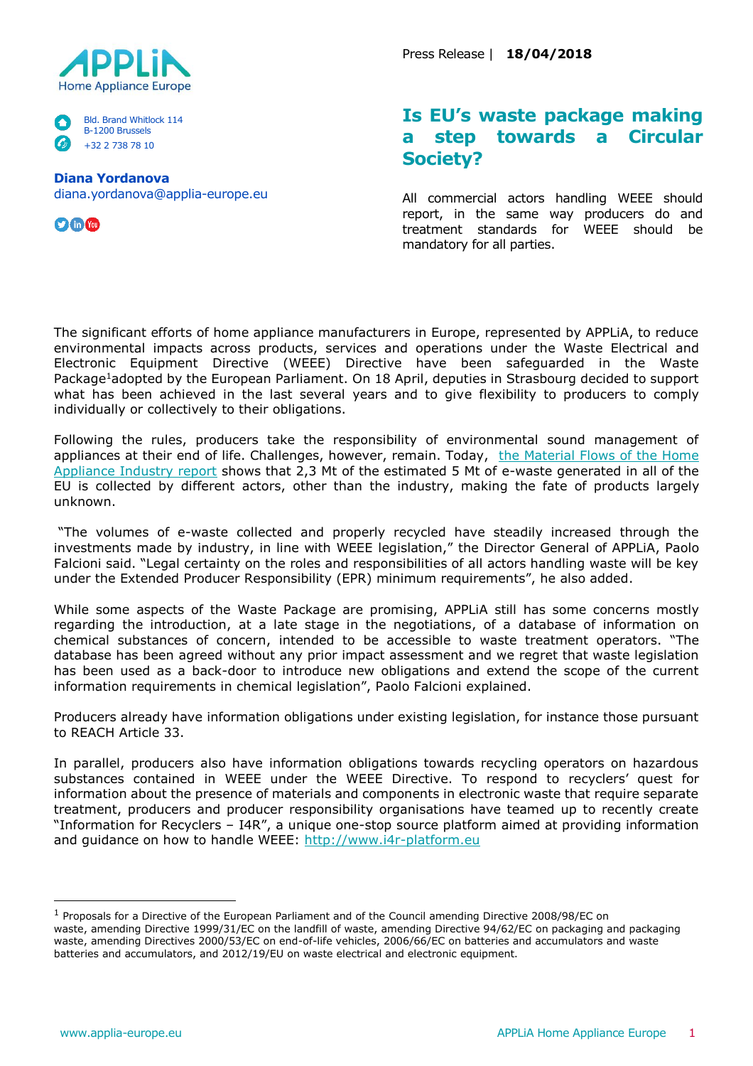Home Appliance Europe

Bld. Brand Whitlock 114
B-1200 Brussels
+32 2 738 78 10

**Diana Yordanova**
diana.yordanova@applia-europe.eu

Press Release | **18/04/2018**

# Is EU's waste package making a step towards a Circular Society?

All commercial actors handling WEEE should report, in the same way producers do and treatment standards for WEEE should be mandatory for all parties.

The significant efforts of home appliance manufacturers in Europe, represented by APPLiA, to reduce environmental impacts across products, services and operations under the Waste Electrical and Electronic Equipment Directive (WEEE) Directive have been safeguarded in the Waste Package[1]adopted by the European Parliament. On 18 April, deputies in Strasbourg decided to support what has been achieved in the last several years and to give flexibility to producers to comply individually or collectively to their obligations.

Following the rules, producers take the responsibility of environmental sound management of appliances at their end of life. Challenges, however, remain. Today, [the Material Flows of the Home Appliance Industry report](#) shows that 2,3 Mt of the estimated 5 Mt of e-waste generated in all of the EU is collected by different actors, other than the industry, making the fate of products largely unknown.

"The volumes of e-waste collected and properly recycled have steadily increased through the investments made by industry, in line with WEEE legislation," the Director General of APPLiA, Paolo Falcioni said. "Legal certainty on the roles and responsibilities of all actors handling waste will be key under the Extended Producer Responsibility (EPR) minimum requirements", he also added.

While some aspects of the Waste Package are promising, APPLiA still has some concerns mostly regarding the introduction, at a late stage in the negotiations, of a database of information on chemical substances of concern, intended to be accessible to waste treatment operators. "The database has been agreed without any prior impact assessment and we regret that waste legislation has been used as a back-door to introduce new obligations and extend the scope of the current information requirements in chemical legislation", Paolo Falcioni explained.

Producers already have information obligations under existing legislation, for instance those pursuant to REACH Article 33.

In parallel, producers also have information obligations towards recycling operators on hazardous substances contained in WEEE under the WEEE Directive. To respond to recyclers' quest for information about the presence of materials and components in electronic waste that require separate treatment, producers and producer responsibility organisations have teamed up to recently create "Information for Recyclers – I4R", a unique one-stop source platform aimed at providing information and guidance on how to handle WEEE: [http://www.i4r-platform.eu](http://www.i4r-platform.eu)

---

[1] Proposals for a Directive of the European Parliament and of the Council amending Directive 2008/98/EC on waste, amending Directive 1999/31/EC on the landfill of waste, amending Directive 94/62/EC on packaging and packaging waste, amending Directives 2000/53/EC on end-of-life vehicles, 2006/66/EC on batteries and accumulators and waste batteries and accumulators, and 2012/19/EU on waste electrical and electronic equipment.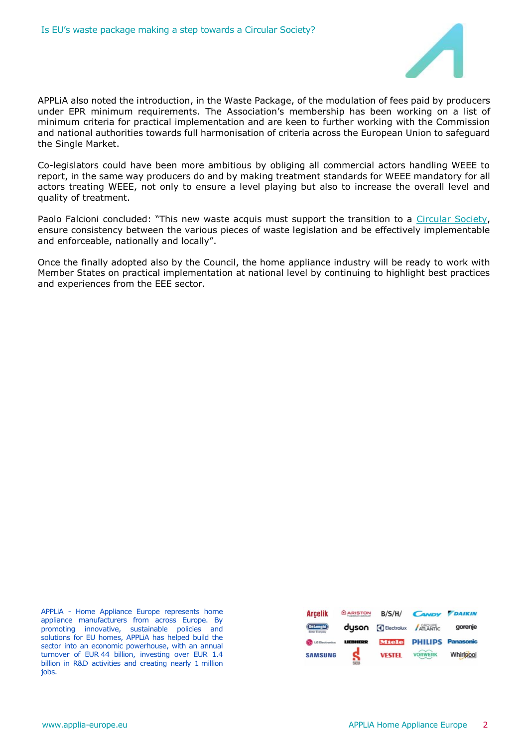APPLiA also noted the introduction, in the Waste Package, of the modulation of fees paid by producers under EPR minimum requirements. The Association's membership has been working on a list of minimum criteria for practical implementation and are keen to further working with the Commission and national authorities towards full harmonisation of criteria across the European Union to safeguard the Single Market.

Co-legislators could have been more ambitious by obliging all commercial actors handling WEEE to report, in the same way producers do and by making treatment standards for WEEE mandatory for all actors treating WEEE, not only to ensure a level playing but also to increase the overall level and quality of treatment.

Paolo Falcioni concluded: "This new waste acquis must support the transition to a Circular Society, ensure consistency between the various pieces of waste legislation and be effectively implementable and enforceable, nationally and locally".

Once the finally adopted also by the Council, the home appliance industry will be ready to work with Member States on practical implementation at national level by continuing to highlight best practices and experiences from the EEE sector.

APPLiA - Home Appliance Europe represents home appliance manufacturers from across Europe. By promoting innovative, sustainable policies and solutions for EU homes, APPLiA has helped build the sector into an economic powerhouse, with an annual turnover of EUR 44 billion, investing over EUR 1.4 billion in R&D activities and creating nearly 1 million jobs.

Arçelik ARISTON B/S/H/ CANDY DAIKIN DeLonghi dyson Electrolux GROUPE ATLANTIC gorenje LG Electronics LIEBHERR Miele PHILIPS Panasonic SAMSUNG SEB VESTEL VORWERK Whirlpool